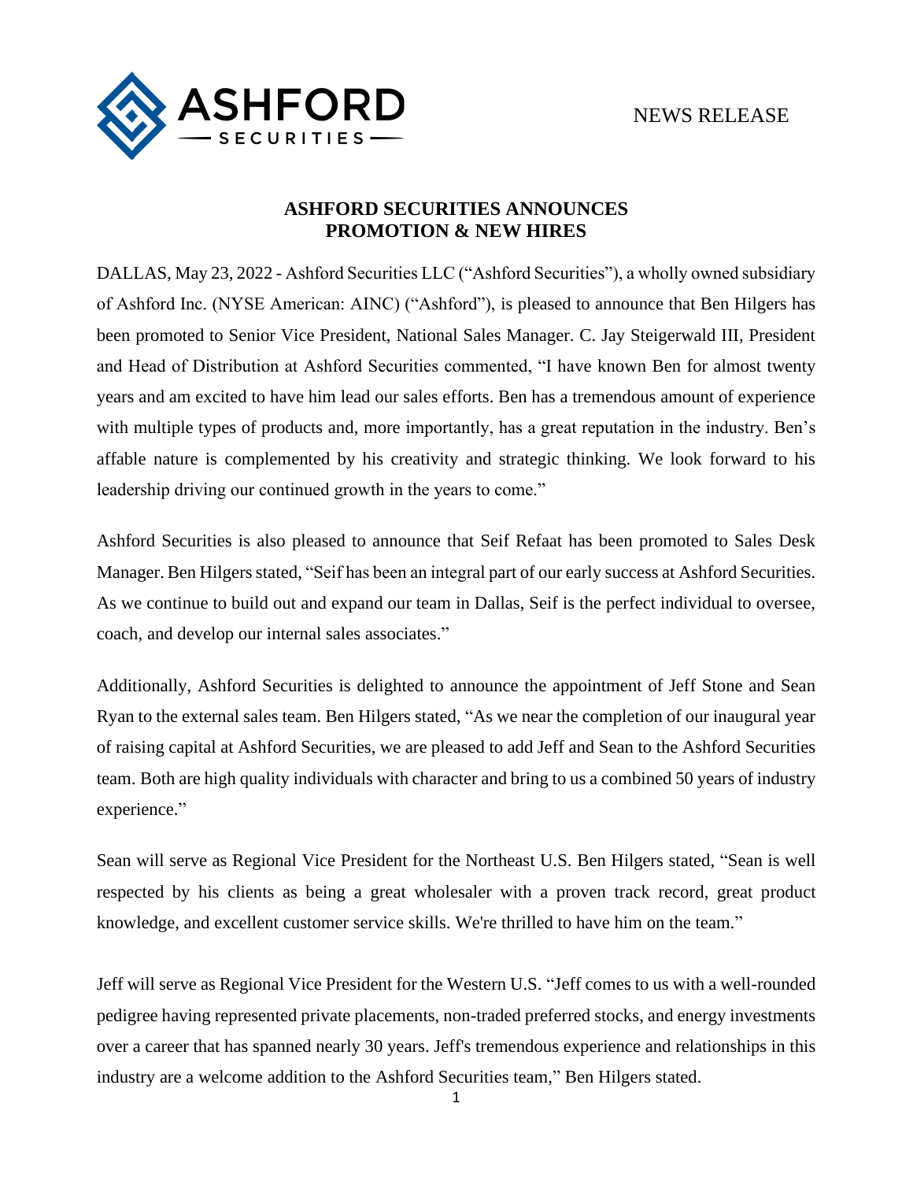ASHFORD SECURITIES

NEWS RELEASE

# ASHFORD SECURITIES ANNOUNCES PROMOTION & NEW HIRES

DALLAS, May 23, 2022 - Ashford Securities LLC ("Ashford Securities"), a wholly owned subsidiary of Ashford Inc. (NYSE American: AINC) ("Ashford"), is pleased to announce that Ben Hilgers has been promoted to Senior Vice President, National Sales Manager. C. Jay Steigerwald III, President and Head of Distribution at Ashford Securities commented, "I have known Ben for almost twenty years and am excited to have him lead our sales efforts. Ben has a tremendous amount of experience with multiple types of products and, more importantly, has a great reputation in the industry. Ben's affable nature is complemented by his creativity and strategic thinking. We look forward to his leadership driving our continued growth in the years to come."

Ashford Securities is also pleased to announce that Seif Refaat has been promoted to Sales Desk Manager. Ben Hilgers stated, "Seif has been an integral part of our early success at Ashford Securities. As we continue to build out and expand our team in Dallas, Seif is the perfect individual to oversee, coach, and develop our internal sales associates."

Additionally, Ashford Securities is delighted to announce the appointment of Jeff Stone and Sean Ryan to the external sales team. Ben Hilgers stated, "As we near the completion of our inaugural year of raising capital at Ashford Securities, we are pleased to add Jeff and Sean to the Ashford Securities team. Both are high quality individuals with character and bring to us a combined 50 years of industry experience."

Sean will serve as Regional Vice President for the Northeast U.S. Ben Hilgers stated, "Sean is well respected by his clients as being a great wholesaler with a proven track record, great product knowledge, and excellent customer service skills. We're thrilled to have him on the team."

Jeff will serve as Regional Vice President for the Western U.S. "Jeff comes to us with a well-rounded pedigree having represented private placements, non-traded preferred stocks, and energy investments over a career that has spanned nearly 30 years. Jeff's tremendous experience and relationships in this industry are a welcome addition to the Ashford Securities team," Ben Hilgers stated.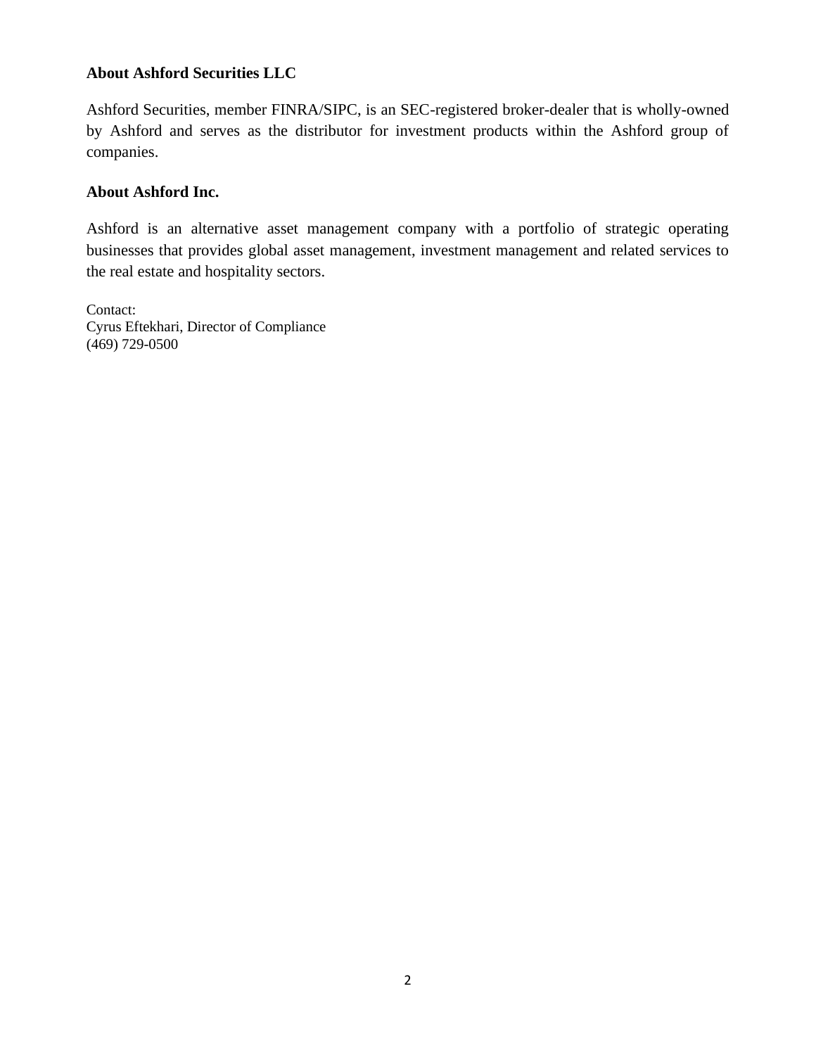**About Ashford Securities LLC**

Ashford Securities, member FINRA/SIPC, is an SEC-registered broker-dealer that is wholly-owned by Ashford and serves as the distributor for investment products within the Ashford group of companies.

**About Ashford Inc.**

Ashford is an alternative asset management company with a portfolio of strategic operating businesses that provides global asset management, investment management and related services to the real estate and hospitality sectors.

Contact:
Cyrus Eftekhari, Director of Compliance
(469) 729-0500